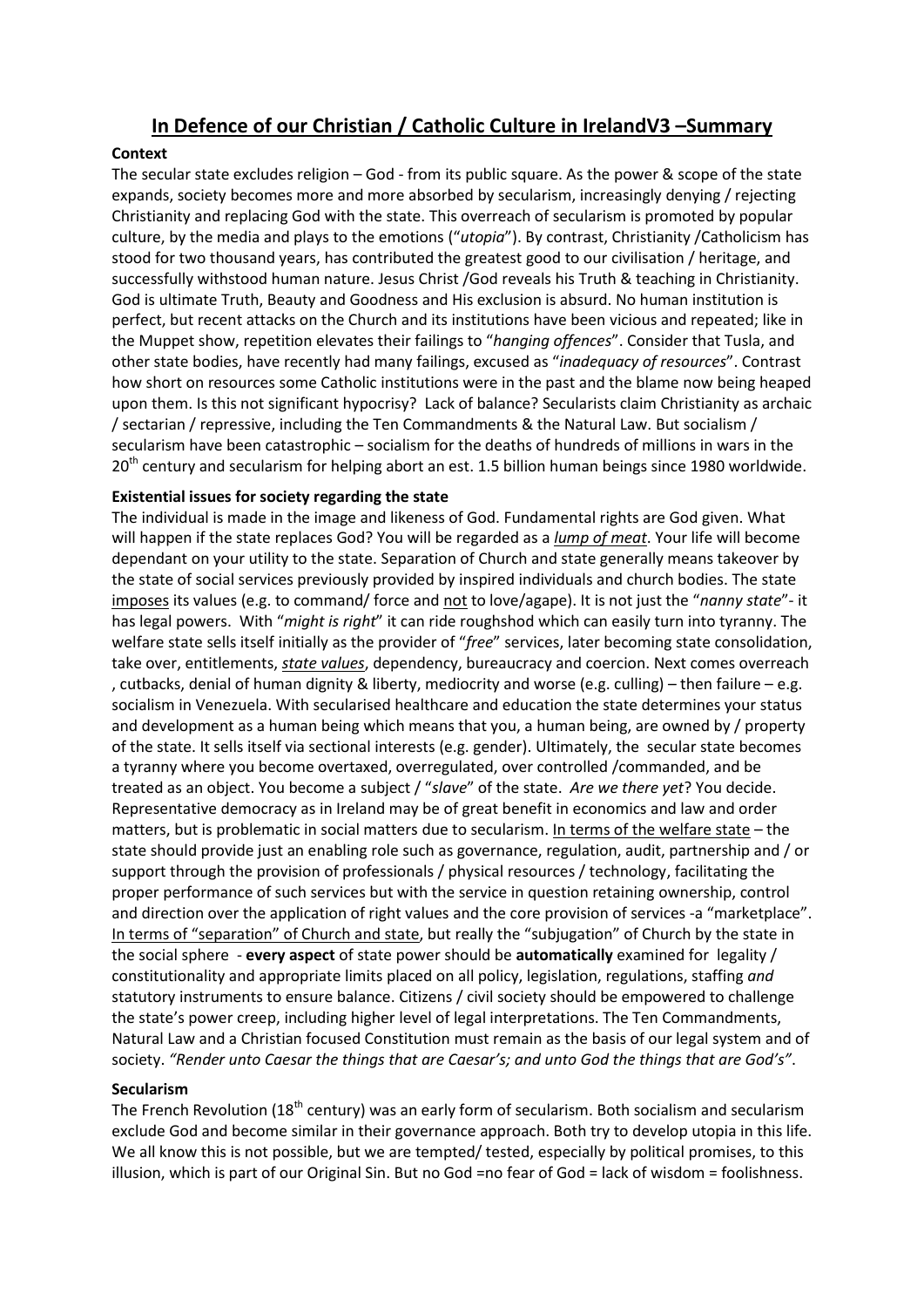# <u>In Defence of our Christian / Catholic Culture in IrelandV3 –Summary</u>

**Context**

The secular state excludes religion – God - from its public square. As the power & scope of the state expands, society becomes more and more absorbed by secularism, increasingly denying / rejecting Christianity and replacing God with the state. This overreach of secularism is promoted by popular culture, by the media and plays to the emotions ("*utopia*"). By contrast, Christianity /Catholicism has stood for two thousand years, has contributed the greatest good to our civilisation / heritage, and successfully withstood human nature. Jesus Christ /God reveals his Truth & teaching in Christianity. God is ultimate Truth, Beauty and Goodness and His exclusion is absurd. No human institution is perfect, but recent attacks on the Church and its institutions have been vicious and repeated; like in the Muppet show, repetition elevates their failings to "*hanging offences*". Consider that Tusla, and other state bodies, have recently had many failings, excused as "*inadequacy of resources*". Contrast how short on resources some Catholic institutions were in the past and the blame now being heaped upon them. Is this not significant hypocrisy? Lack of balance? Secularists claim Christianity as archaic / sectarian / repressive, including the Ten Commandments & the Natural Law. But socialism / secularism have been catastrophic – socialism for the deaths of hundreds of millions in wars in the 20th century and secularism for helping abort an est. 1.5 billion human beings since 1980 worldwide.

**Existential issues for society regarding the state**

The individual is made in the image and likeness of God. Fundamental rights are God given. What will happen if the state replaces God? You will be regarded as a <u>*lump of meat*</u>. Your life will become dependant on your utility to the state. Separation of Church and state generally means takeover by the state of social services previously provided by inspired individuals and church bodies. The state <u>imposes</u> its values (e.g. to command/ force and <u>not</u> to love/agape). It is not just the "*nanny state*"- it has legal powers. With "*might is right*" it can ride roughshod which can easily turn into tyranny. The welfare state sells itself initially as the provider of "*free*" services, later becoming state consolidation, take over, entitlements, <u>*state values*</u>, dependency, bureaucracy and coercion. Next comes overreach , cutbacks, denial of human dignity & liberty, mediocrity and worse (e.g. culling) – then failure – e.g. socialism in Venezuela. With secularised healthcare and education the state determines your status and development as a human being which means that you, a human being, are owned by / property of the state. It sells itself via sectional interests (e.g. gender). Ultimately, the secular state becomes a tyranny where you become overtaxed, overregulated, over controlled /commanded, and be treated as an object. You become a subject / "*slave*" of the state. *Are we there yet*? You decide. Representative democracy as in Ireland may be of great benefit in economics and law and order matters, but is problematic in social matters due to secularism. <u>In terms of the welfare state</u> – the state should provide just an enabling role such as governance, regulation, audit, partnership and / or support through the provision of professionals / physical resources / technology, facilitating the proper performance of such services but with the service in question retaining ownership, control and direction over the application of right values and the core provision of services -a "marketplace". <u>In terms of "separation" of Church and state</u>, but really the "subjugation" of Church by the state in the social sphere - **every aspect** of state power should be **automatically** examined for legality / constitutionality and appropriate limits placed on all policy, legislation, regulations, staffing *and* statutory instruments to ensure balance. Citizens / civil society should be empowered to challenge the state's power creep, including higher level of legal interpretations. The Ten Commandments, Natural Law and a Christian focused Constitution must remain as the basis of our legal system and of society. *"Render unto Caesar the things that are Caesar's; and unto God the things that are God's"*.

**Secularism**

The French Revolution (18th century) was an early form of secularism. Both socialism and secularism exclude God and become similar in their governance approach. Both try to develop utopia in this life. We all know this is not possible, but we are tempted/ tested, especially by political promises, to this illusion, which is part of our Original Sin. But no God =no fear of God = lack of wisdom = foolishness.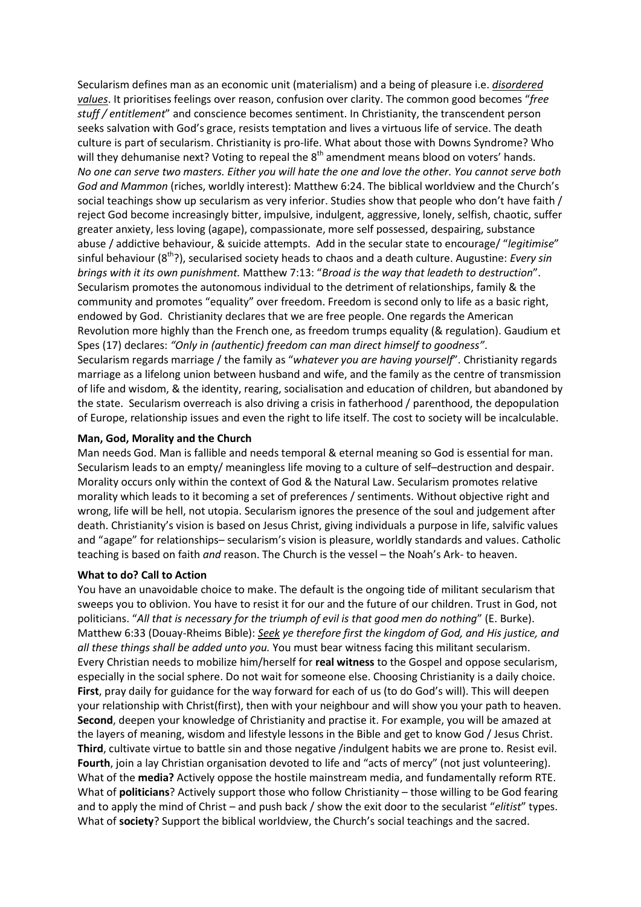Secularism defines man as an economic unit (materialism) and a being of pleasure i.e. ***disordered values***. It prioritises feelings over reason, confusion over clarity. The common good becomes "*free stuff / entitlement*" and conscience becomes sentiment. In Christianity, the transcendent person seeks salvation with God's grace, resists temptation and lives a virtuous life of service. The death culture is part of secularism. Christianity is pro-life. What about those with Downs Syndrome? Who will they dehumanise next? Voting to repeal the 8th amendment means blood on voters' hands. *No one can serve two masters. Either you will hate the one and love the other. You cannot serve both God and Mammon* (riches, worldly interest): Matthew 6:24. The biblical worldview and the Church's social teachings show up secularism as very inferior. Studies show that people who don't have faith / reject God become increasingly bitter, impulsive, indulgent, aggressive, lonely, selfish, chaotic, suffer greater anxiety, less loving (agape), compassionate, more self possessed, despairing, substance abuse / addictive behaviour, & suicide attempts. Add in the secular state to encourage/ "*legitimise*" sinful behaviour (8th?), secularised society heads to chaos and a death culture. Augustine: *Every sin brings with it its own punishment.* Matthew 7:13: "*Broad is the way that leadeth to destruction*". Secularism promotes the autonomous individual to the detriment of relationships, family & the community and promotes "equality" over freedom. Freedom is second only to life as a basic right, endowed by God. Christianity declares that we are free people. One regards the American Revolution more highly than the French one, as freedom trumps equality (& regulation). Gaudium et Spes (17) declares: *"Only in (authentic) freedom can man direct himself to goodness"*.
Secularism regards marriage / the family as "*whatever you are having yourself*". Christianity regards marriage as a lifelong union between husband and wife, and the family as the centre of transmission of life and wisdom, & the identity, rearing, socialisation and education of children, but abandoned by the state. Secularism overreach is also driving a crisis in fatherhood / parenthood, the depopulation of Europe, relationship issues and even the right to life itself. The cost to society will be incalculable.

**Man, God, Morality and the Church**

Man needs God. Man is fallible and needs temporal & eternal meaning so God is essential for man. Secularism leads to an empty/ meaningless life moving to a culture of self–destruction and despair. Morality occurs only within the context of God & the Natural Law. Secularism promotes relative morality which leads to it becoming a set of preferences / sentiments. Without objective right and wrong, life will be hell, not utopia. Secularism ignores the presence of the soul and judgement after death. Christianity's vision is based on Jesus Christ, giving individuals a purpose in life, salvific values and "agape" for relationships– secularism's vision is pleasure, worldly standards and values. Catholic teaching is based on faith *and* reason. The Church is the vessel – the Noah's Ark- to heaven.

**What to do? Call to Action**

You have an unavoidable choice to make. The default is the ongoing tide of militant secularism that sweeps you to oblivion. You have to resist it for our and the future of our children. Trust in God, not politicians. "*All that is necessary for the triumph of evil is that good men do nothing*" (E. Burke). Matthew 6:33 (Douay-Rheims Bible): ***Seek** ye therefore first the kingdom of God, and His justice, and all these things shall be added unto you.* You must bear witness facing this militant secularism. Every Christian needs to mobilize him/herself for **real witness** to the Gospel and oppose secularism, especially in the social sphere. Do not wait for someone else. Choosing Christianity is a daily choice. **First**, pray daily for guidance for the way forward for each of us (to do God's will). This will deepen your relationship with Christ(first), then with your neighbour and will show you your path to heaven. **Second**, deepen your knowledge of Christianity and practise it. For example, you will be amazed at the layers of meaning, wisdom and lifestyle lessons in the Bible and get to know God / Jesus Christ. **Third**, cultivate virtue to battle sin and those negative /indulgent habits we are prone to. Resist evil. **Fourth**, join a lay Christian organisation devoted to life and "acts of mercy" (not just volunteering). What of the **media?** Actively oppose the hostile mainstream media, and fundamentally reform RTE. What of **politicians**? Actively support those who follow Christianity – those willing to be God fearing and to apply the mind of Christ – and push back / show the exit door to the secularist "*elitist*" types. What of **society**? Support the biblical worldview, the Church's social teachings and the sacred.